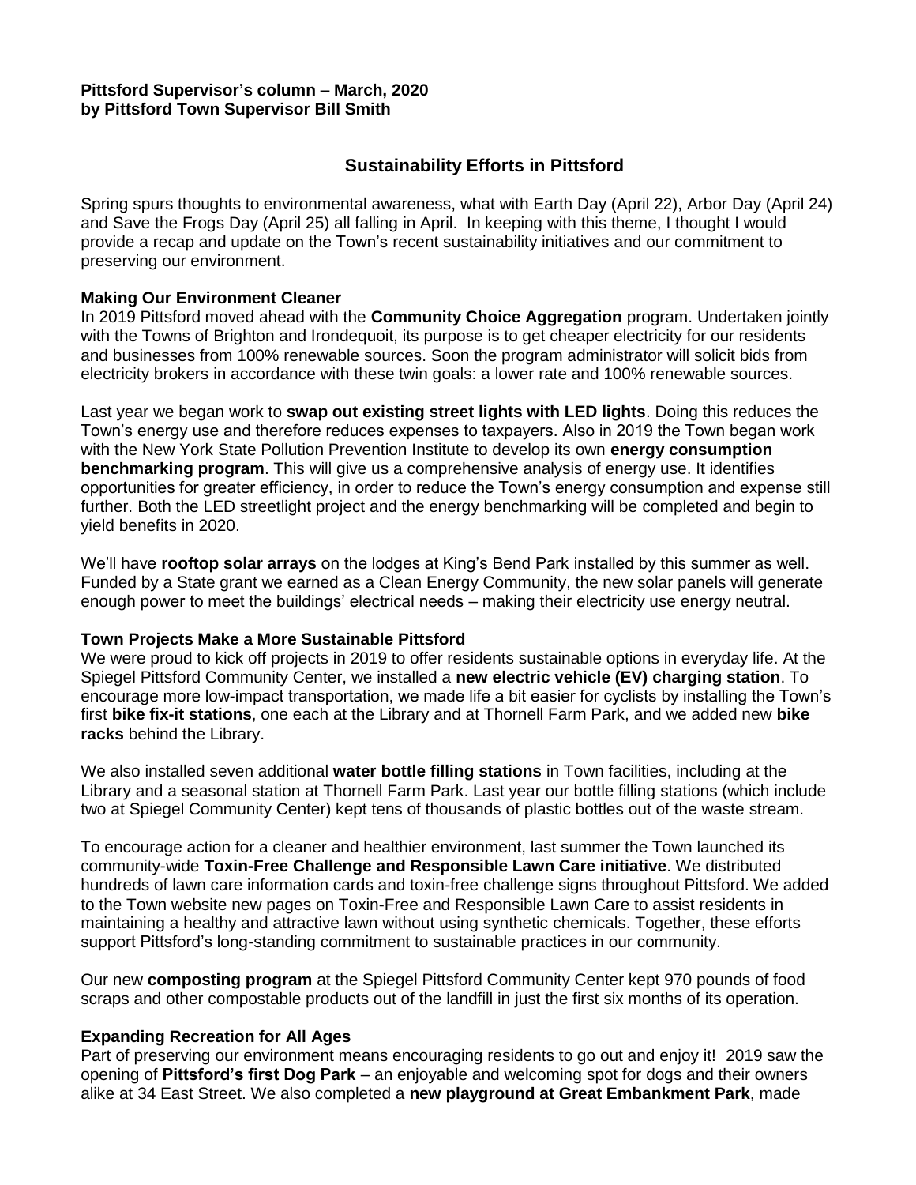**Pittsford Supervisor's column – March, 2020**
**by Pittsford Town Supervisor Bill Smith**

## Sustainability Efforts in Pittsford

Spring spurs thoughts to environmental awareness, what with Earth Day (April 22), Arbor Day (April 24) and Save the Frogs Day (April 25) all falling in April. In keeping with this theme, I thought I would provide a recap and update on the Town's recent sustainability initiatives and our commitment to preserving our environment.

### Making Our Environment Cleaner

In 2019 Pittsford moved ahead with the **Community Choice Aggregation** program. Undertaken jointly with the Towns of Brighton and Irondequoit, its purpose is to get cheaper electricity for our residents and businesses from 100% renewable sources. Soon the program administrator will solicit bids from electricity brokers in accordance with these twin goals: a lower rate and 100% renewable sources.

Last year we began work to **swap out existing street lights with LED lights**. Doing this reduces the Town's energy use and therefore reduces expenses to taxpayers. Also in 2019 the Town began work with the New York State Pollution Prevention Institute to develop its own **energy consumption benchmarking program**. This will give us a comprehensive analysis of energy use. It identifies opportunities for greater efficiency, in order to reduce the Town's energy consumption and expense still further. Both the LED streetlight project and the energy benchmarking will be completed and begin to yield benefits in 2020.

We'll have **rooftop solar arrays** on the lodges at King's Bend Park installed by this summer as well. Funded by a State grant we earned as a Clean Energy Community, the new solar panels will generate enough power to meet the buildings' electrical needs – making their electricity use energy neutral.

### Town Projects Make a More Sustainable Pittsford

We were proud to kick off projects in 2019 to offer residents sustainable options in everyday life. At the Spiegel Pittsford Community Center, we installed a **new electric vehicle (EV) charging station**. To encourage more low-impact transportation, we made life a bit easier for cyclists by installing the Town's first **bike fix-it stations**, one each at the Library and at Thornell Farm Park, and we added new **bike racks** behind the Library.

We also installed seven additional **water bottle filling stations** in Town facilities, including at the Library and a seasonal station at Thornell Farm Park. Last year our bottle filling stations (which include two at Spiegel Community Center) kept tens of thousands of plastic bottles out of the waste stream.

To encourage action for a cleaner and healthier environment, last summer the Town launched its community-wide **Toxin-Free Challenge and Responsible Lawn Care initiative**. We distributed hundreds of lawn care information cards and toxin-free challenge signs throughout Pittsford. We added to the Town website new pages on Toxin-Free and Responsible Lawn Care to assist residents in maintaining a healthy and attractive lawn without using synthetic chemicals. Together, these efforts support Pittsford's long-standing commitment to sustainable practices in our community.

Our new **composting program** at the Spiegel Pittsford Community Center kept 970 pounds of food scraps and other compostable products out of the landfill in just the first six months of its operation.

### Expanding Recreation for All Ages

Part of preserving our environment means encouraging residents to go out and enjoy it! 2019 saw the opening of **Pittsford's first Dog Park** – an enjoyable and welcoming spot for dogs and their owners alike at 34 East Street. We also completed a **new playground at Great Embankment Park**, made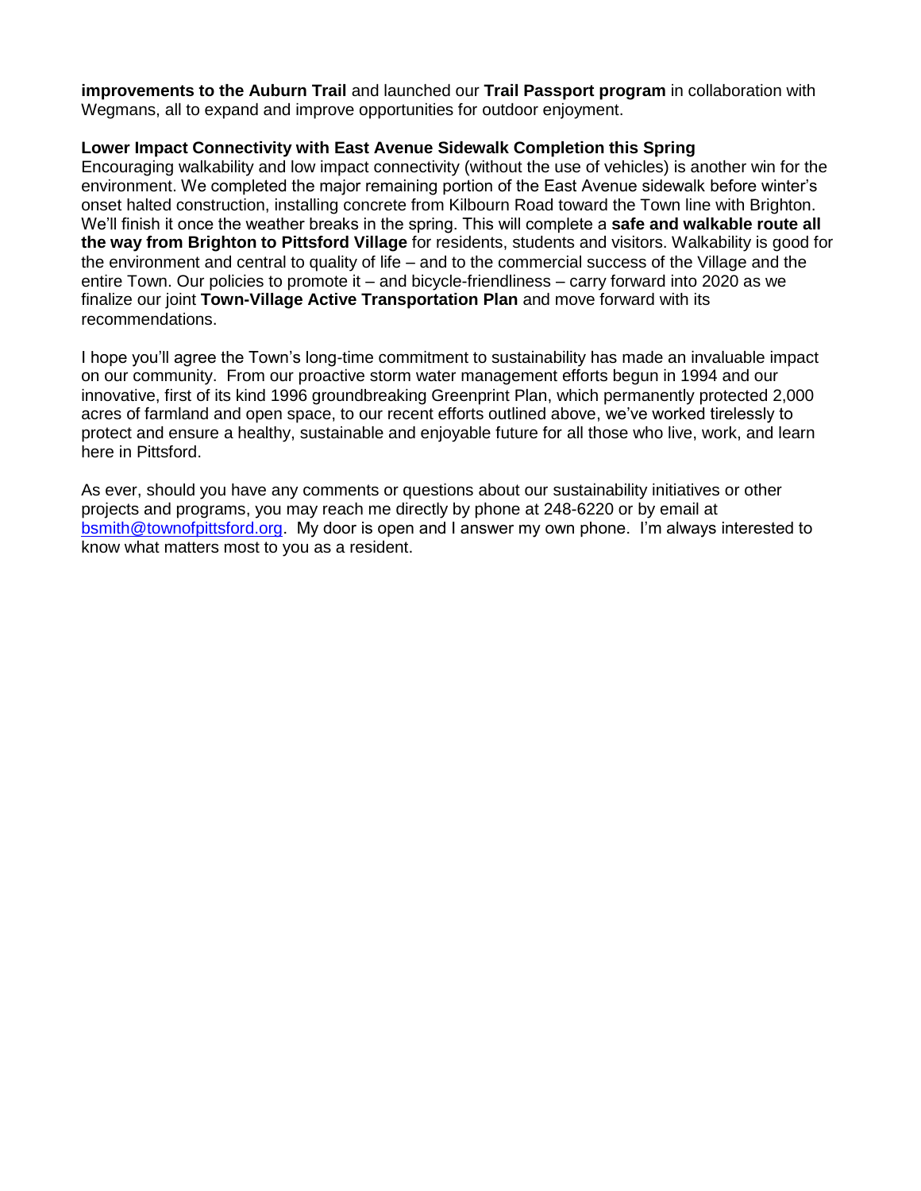**improvements to the Auburn Trail** and launched our **Trail Passport program** in collaboration with Wegmans, all to expand and improve opportunities for outdoor enjoyment.

**Lower Impact Connectivity with East Avenue Sidewalk Completion this Spring**

Encouraging walkability and low impact connectivity (without the use of vehicles) is another win for the environment. We completed the major remaining portion of the East Avenue sidewalk before winter's onset halted construction, installing concrete from Kilbourn Road toward the Town line with Brighton. We'll finish it once the weather breaks in the spring. This will complete a **safe and walkable route all the way from Brighton to Pittsford Village** for residents, students and visitors. Walkability is good for the environment and central to quality of life – and to the commercial success of the Village and the entire Town. Our policies to promote it – and bicycle-friendliness – carry forward into 2020 as we finalize our joint **Town-Village Active Transportation Plan** and move forward with its recommendations.

I hope you'll agree the Town's long-time commitment to sustainability has made an invaluable impact on our community. From our proactive storm water management efforts begun in 1994 and our innovative, first of its kind 1996 groundbreaking Greenprint Plan, which permanently protected 2,000 acres of farmland and open space, to our recent efforts outlined above, we've worked tirelessly to protect and ensure a healthy, sustainable and enjoyable future for all those who live, work, and learn here in Pittsford.

As ever, should you have any comments or questions about our sustainability initiatives or other projects and programs, you may reach me directly by phone at 248-6220 or by email at bsmith@townofpittsford.org. My door is open and I answer my own phone. I'm always interested to know what matters most to you as a resident.